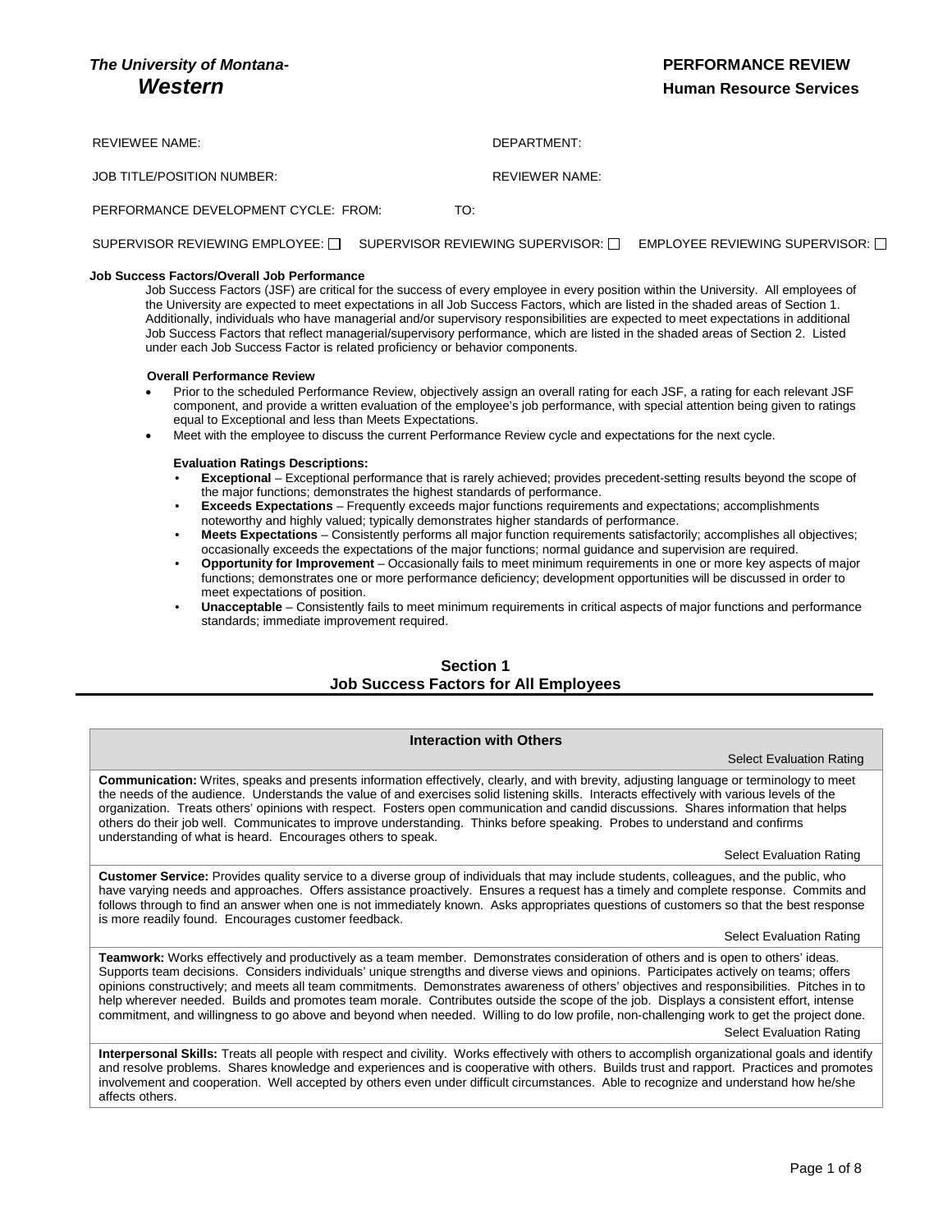***The University of Montana-Western***

**PERFORMANCE REVIEW**
**Human Resource Services**

REVIEWEE NAME: DEPARTMENT:

JOB TITLE/POSITION NUMBER: REVIEWER NAME:

PERFORMANCE DEVELOPMENT CYCLE: FROM: TO:

SUPERVISOR REVIEWING EMPLOYEE: ☐ SUPERVISOR REVIEWING SUPERVISOR: ☐ EMPLOYEE REVIEWING SUPERVISOR: ☐

**Job Success Factors/Overall Job Performance**

Job Success Factors (JSF) are critical for the success of every employee in every position within the University. All employees of the University are expected to meet expectations in all Job Success Factors, which are listed in the shaded areas of Section 1. Additionally, individuals who have managerial and/or supervisory responsibilities are expected to meet expectations in additional Job Success Factors that reflect managerial/supervisory performance, which are listed in the shaded areas of Section 2. Listed under each Job Success Factor is related proficiency or behavior components.

**Overall Performance Review**

- Prior to the scheduled Performance Review, objectively assign an overall rating for each JSF, a rating for each relevant JSF component, and provide a written evaluation of the employee's job performance, with special attention being given to ratings equal to Exceptional and less than Meets Expectations.
- Meet with the employee to discuss the current Performance Review cycle and expectations for the next cycle.

**Evaluation Ratings Descriptions:**

- **Exceptional** – Exceptional performance that is rarely achieved; provides precedent-setting results beyond the scope of the major functions; demonstrates the highest standards of performance.
- **Exceeds Expectations** – Frequently exceeds major functions requirements and expectations; accomplishments noteworthy and highly valued; typically demonstrates higher standards of performance.
- **Meets Expectations** – Consistently performs all major function requirements satisfactorily; accomplishes all objectives; occasionally exceeds the expectations of the major functions; normal guidance and supervision are required.
- **Opportunity for Improvement** – Occasionally fails to meet minimum requirements in one or more key aspects of major functions; demonstrates one or more performance deficiency; development opportunities will be discussed in order to meet expectations of position.
- **Unacceptable** – Consistently fails to meet minimum requirements in critical aspects of major functions and performance standards; immediate improvement required.

## Section 1
## Job Success Factors for All Employees

**Interaction with Others**

Select Evaluation Rating

**Communication:** Writes, speaks and presents information effectively, clearly, and with brevity, adjusting language or terminology to meet the needs of the audience. Understands the value of and exercises solid listening skills. Interacts effectively with various levels of the organization. Treats others' opinions with respect. Fosters open communication and candid discussions. Shares information that helps others do their job well. Communicates to improve understanding. Thinks before speaking. Probes to understand and confirms understanding of what is heard. Encourages others to speak.

Select Evaluation Rating

**Customer Service:** Provides quality service to a diverse group of individuals that may include students, colleagues, and the public, who have varying needs and approaches. Offers assistance proactively. Ensures a request has a timely and complete response. Commits and follows through to find an answer when one is not immediately known. Asks appropriates questions of customers so that the best response is more readily found. Encourages customer feedback.

Select Evaluation Rating

**Teamwork:** Works effectively and productively as a team member. Demonstrates consideration of others and is open to others' ideas. Supports team decisions. Considers individuals' unique strengths and diverse views and opinions. Participates actively on teams; offers opinions constructively; and meets all team commitments. Demonstrates awareness of others' objectives and responsibilities. Pitches in to help wherever needed. Builds and promotes team morale. Contributes outside the scope of the job. Displays a consistent effort, intense commitment, and willingness to go above and beyond when needed. Willing to do low profile, non-challenging work to get the project done.

Select Evaluation Rating

**Interpersonal Skills:** Treats all people with respect and civility. Works effectively with others to accomplish organizational goals and identify and resolve problems. Shares knowledge and experiences and is cooperative with others. Builds trust and rapport. Practices and promotes involvement and cooperation. Well accepted by others even under difficult circumstances. Able to recognize and understand how he/she affects others.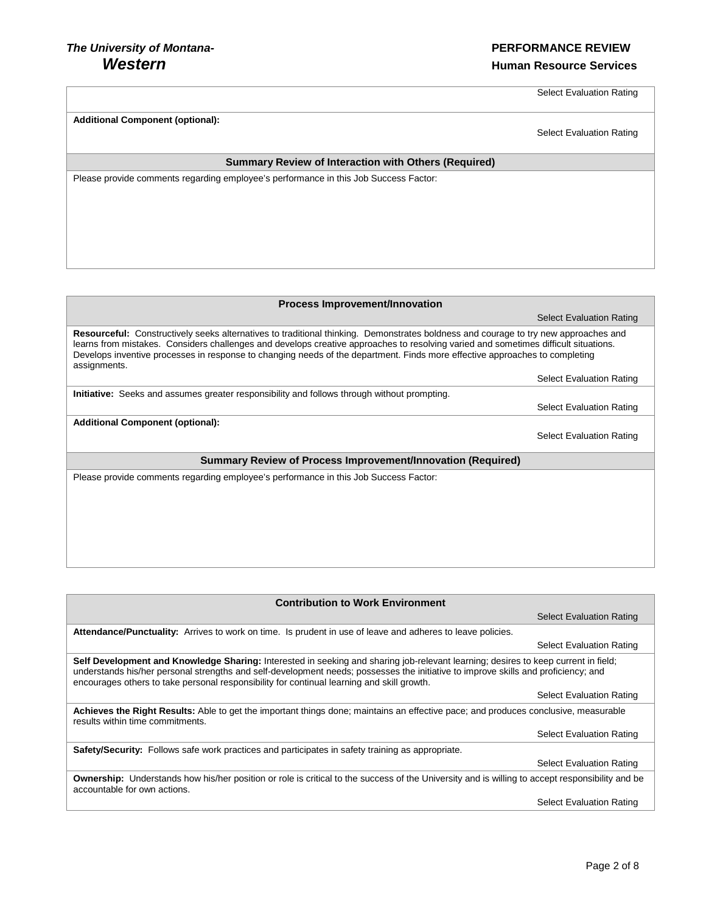Select Evaluation Rating

**Additional Component (optional):**

Select Evaluation Rating

### Summary Review of Interaction with Others (Required)

Please provide comments regarding employee's performance in this Job Success Factor:

### Process Improvement/Innovation

Select Evaluation Rating

**Resourceful:** Constructively seeks alternatives to traditional thinking. Demonstrates boldness and courage to try new approaches and learns from mistakes. Considers challenges and develops creative approaches to resolving varied and sometimes difficult situations. Develops inventive processes in response to changing needs of the department. Finds more effective approaches to completing assignments.

Select Evaluation Rating

**Initiative:** Seeks and assumes greater responsibility and follows through without prompting.

Select Evaluation Rating

**Additional Component (optional):**

Select Evaluation Rating

### Summary Review of Process Improvement/Innovation (Required)

Please provide comments regarding employee's performance in this Job Success Factor:

### Contribution to Work Environment

Select Evaluation Rating

**Attendance/Punctuality:** Arrives to work on time. Is prudent in use of leave and adheres to leave policies.

Select Evaluation Rating

**Self Development and Knowledge Sharing:** Interested in seeking and sharing job-relevant learning; desires to keep current in field; understands his/her personal strengths and self-development needs; possesses the initiative to improve skills and proficiency; and encourages others to take personal responsibility for continual learning and skill growth.

Select Evaluation Rating

**Achieves the Right Results:** Able to get the important things done; maintains an effective pace; and produces conclusive, measurable results within time commitments.

Select Evaluation Rating

**Safety/Security:** Follows safe work practices and participates in safety training as appropriate.

Select Evaluation Rating

**Ownership:** Understands how his/her position or role is critical to the success of the University and is willing to accept responsibility and be accountable for own actions.

Select Evaluation Rating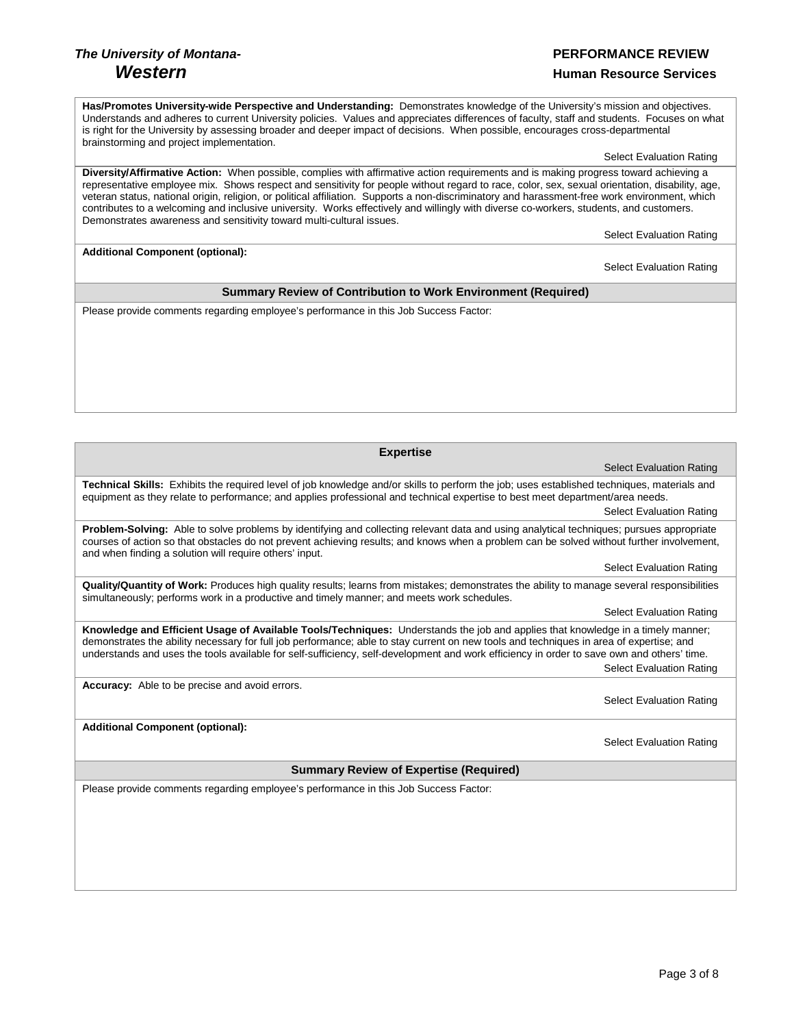**Has/Promotes University-wide Perspective and Understanding:** Demonstrates knowledge of the University's mission and objectives. Understands and adheres to current University policies. Values and appreciates differences of faculty, staff and students. Focuses on what is right for the University by assessing broader and deeper impact of decisions. When possible, encourages cross-departmental brainstorming and project implementation.

Select Evaluation Rating

**Diversity/Affirmative Action:** When possible, complies with affirmative action requirements and is making progress toward achieving a representative employee mix. Shows respect and sensitivity for people without regard to race, color, sex, sexual orientation, disability, age, veteran status, national origin, religion, or political affiliation. Supports a non-discriminatory and harassment-free work environment, which contributes to a welcoming and inclusive university. Works effectively and willingly with diverse co-workers, students, and customers. Demonstrates awareness and sensitivity toward multi-cultural issues.

Select Evaluation Rating

**Additional Component (optional):**

Select Evaluation Rating

### Summary Review of Contribution to Work Environment (Required)

Please provide comments regarding employee's performance in this Job Success Factor:

### Expertise

Select Evaluation Rating

**Technical Skills:** Exhibits the required level of job knowledge and/or skills to perform the job; uses established techniques, materials and equipment as they relate to performance; and applies professional and technical expertise to best meet department/area needs.

Select Evaluation Rating

**Problem-Solving:** Able to solve problems by identifying and collecting relevant data and using analytical techniques; pursues appropriate courses of action so that obstacles do not prevent achieving results; and knows when a problem can be solved without further involvement, and when finding a solution will require others' input.

Select Evaluation Rating

**Quality/Quantity of Work:** Produces high quality results; learns from mistakes; demonstrates the ability to manage several responsibilities simultaneously; performs work in a productive and timely manner; and meets work schedules.

Select Evaluation Rating

**Knowledge and Efficient Usage of Available Tools/Techniques:** Understands the job and applies that knowledge in a timely manner; demonstrates the ability necessary for full job performance; able to stay current on new tools and techniques in area of expertise; and understands and uses the tools available for self-sufficiency, self-development and work efficiency in order to save own and others' time.

Select Evaluation Rating

**Accuracy:** Able to be precise and avoid errors.

Select Evaluation Rating

**Additional Component (optional):**

Select Evaluation Rating

### Summary Review of Expertise (Required)

Please provide comments regarding employee's performance in this Job Success Factor: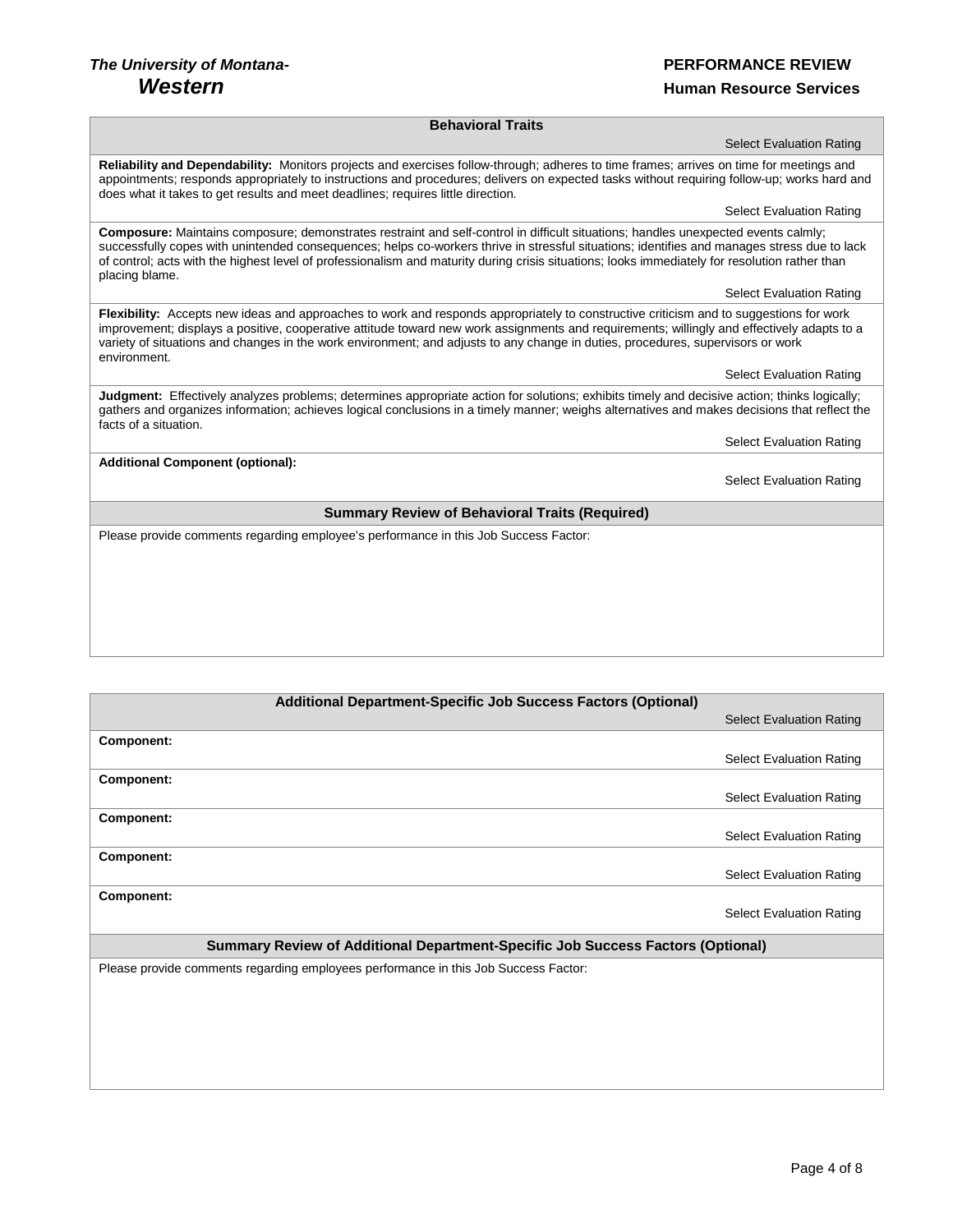## Behavioral Traits

Select Evaluation Rating

**Reliability and Dependability:** Monitors projects and exercises follow-through; adheres to time frames; arrives on time for meetings and appointments; responds appropriately to instructions and procedures; delivers on expected tasks without requiring follow-up; works hard and does what it takes to get results and meet deadlines; requires little direction.

Select Evaluation Rating

**Composure:** Maintains composure; demonstrates restraint and self-control in difficult situations; handles unexpected events calmly; successfully copes with unintended consequences; helps co-workers thrive in stressful situations; identifies and manages stress due to lack of control; acts with the highest level of professionalism and maturity during crisis situations; looks immediately for resolution rather than placing blame.

Select Evaluation Rating

**Flexibility:** Accepts new ideas and approaches to work and responds appropriately to constructive criticism and to suggestions for work improvement; displays a positive, cooperative attitude toward new work assignments and requirements; willingly and effectively adapts to a variety of situations and changes in the work environment; and adjusts to any change in duties, procedures, supervisors or work environment.

Select Evaluation Rating

**Judgment:** Effectively analyzes problems; determines appropriate action for solutions; exhibits timely and decisive action; thinks logically; gathers and organizes information; achieves logical conclusions in a timely manner; weighs alternatives and makes decisions that reflect the facts of a situation.

Select Evaluation Rating

**Additional Component (optional):**

Select Evaluation Rating

### Summary Review of Behavioral Traits (Required)

Please provide comments regarding employee's performance in this Job Success Factor:

## Additional Department-Specific Job Success Factors (Optional)

Select Evaluation Rating

**Component:**

Select Evaluation Rating

**Component:**

Select Evaluation Rating

**Component:**

Select Evaluation Rating

**Component:**

Select Evaluation Rating

**Component:**

Select Evaluation Rating

### Summary Review of Additional Department-Specific Job Success Factors (Optional)

Please provide comments regarding employees performance in this Job Success Factor: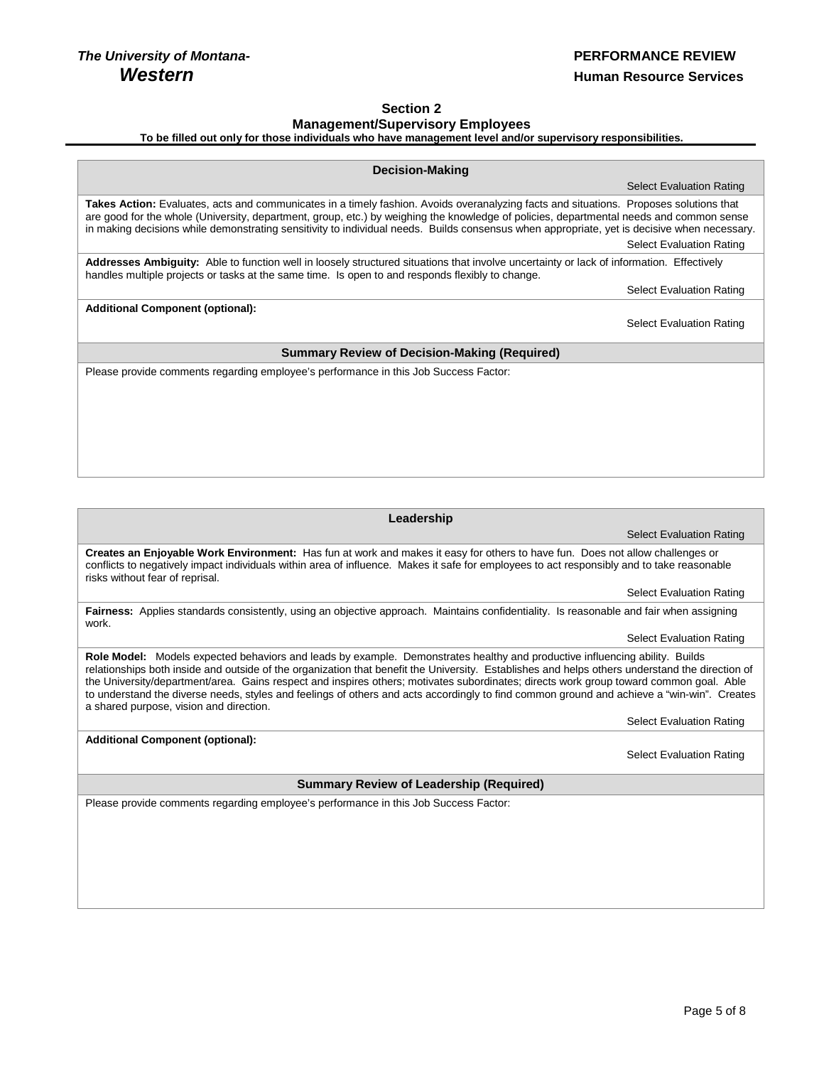*The University of Montana-*
***Western***

**PERFORMANCE REVIEW**
**Human Resource Services**

## Section 2
### Management/Supervisory Employees
**To be filled out only for those individuals who have management level and/or supervisory responsibilities.**

### Decision-Making

Select Evaluation Rating

**Takes Action:** Evaluates, acts and communicates in a timely fashion. Avoids overanalyzing facts and situations. Proposes solutions that are good for the whole (University, department, group, etc.) by weighing the knowledge of policies, departmental needs and common sense in making decisions while demonstrating sensitivity to individual needs. Builds consensus when appropriate, yet is decisive when necessary.

Select Evaluation Rating

**Addresses Ambiguity:** Able to function well in loosely structured situations that involve uncertainty or lack of information. Effectively handles multiple projects or tasks at the same time. Is open to and responds flexibly to change.

Select Evaluation Rating

**Additional Component (optional):**

Select Evaluation Rating

**Summary Review of Decision-Making (Required)**

Please provide comments regarding employee's performance in this Job Success Factor:

### Leadership

Select Evaluation Rating

**Creates an Enjoyable Work Environment:** Has fun at work and makes it easy for others to have fun. Does not allow challenges or conflicts to negatively impact individuals within area of influence. Makes it safe for employees to act responsibly and to take reasonable risks without fear of reprisal.

Select Evaluation Rating

**Fairness:** Applies standards consistently, using an objective approach. Maintains confidentiality. Is reasonable and fair when assigning work.

Select Evaluation Rating

**Role Model:** Models expected behaviors and leads by example. Demonstrates healthy and productive influencing ability. Builds relationships both inside and outside of the organization that benefit the University. Establishes and helps others understand the direction of the University/department/area. Gains respect and inspires others; motivates subordinates; directs work group toward common goal. Able to understand the diverse needs, styles and feelings of others and acts accordingly to find common ground and achieve a "win-win". Creates a shared purpose, vision and direction.

Select Evaluation Rating

**Additional Component (optional):**

Select Evaluation Rating

**Summary Review of Leadership (Required)**

Please provide comments regarding employee's performance in this Job Success Factor: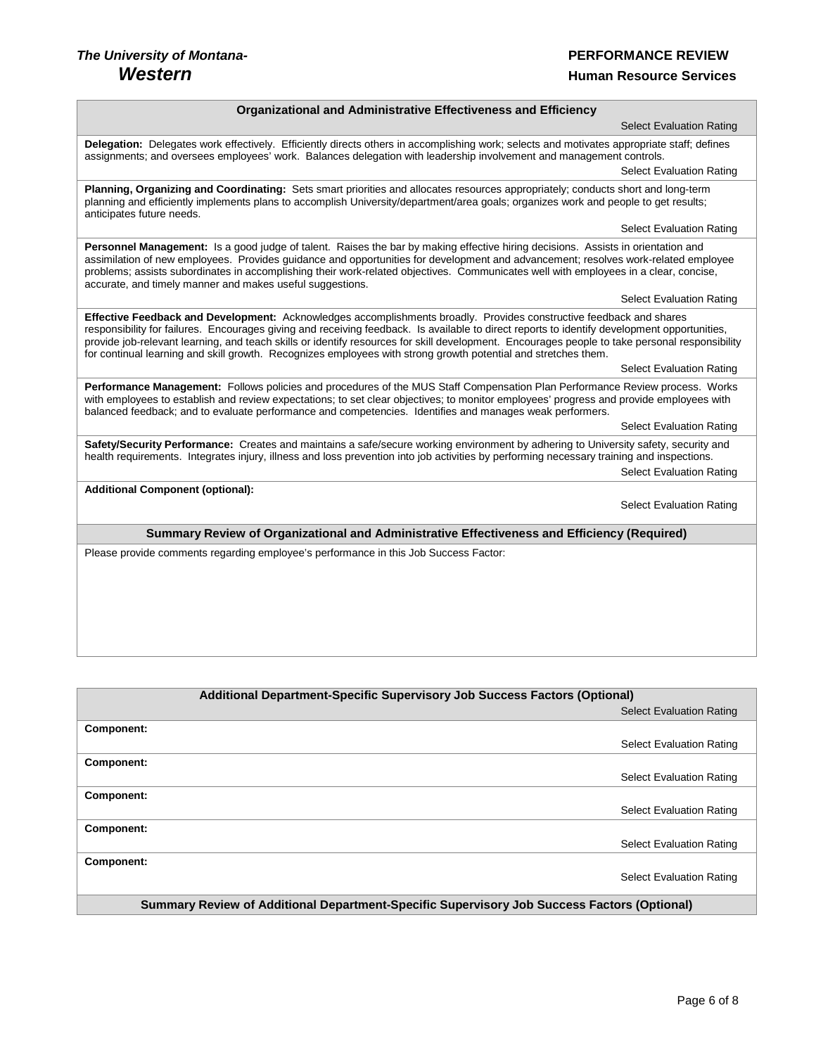## Organizational and Administrative Effectiveness and Efficiency

Select Evaluation Rating

**Delegation:** Delegates work effectively. Efficiently directs others in accomplishing work; selects and motivates appropriate staff; defines assignments; and oversees employees' work. Balances delegation with leadership involvement and management controls.

Select Evaluation Rating

**Planning, Organizing and Coordinating:** Sets smart priorities and allocates resources appropriately; conducts short and long-term planning and efficiently implements plans to accomplish University/department/area goals; organizes work and people to get results; anticipates future needs.

Select Evaluation Rating

**Personnel Management:** Is a good judge of talent. Raises the bar by making effective hiring decisions. Assists in orientation and assimilation of new employees. Provides guidance and opportunities for development and advancement; resolves work-related employee problems; assists subordinates in accomplishing their work-related objectives. Communicates well with employees in a clear, concise, accurate, and timely manner and makes useful suggestions.

Select Evaluation Rating

**Effective Feedback and Development:** Acknowledges accomplishments broadly. Provides constructive feedback and shares responsibility for failures. Encourages giving and receiving feedback. Is available to direct reports to identify development opportunities, provide job-relevant learning, and teach skills or identify resources for skill development. Encourages people to take personal responsibility for continual learning and skill growth. Recognizes employees with strong growth potential and stretches them.

Select Evaluation Rating

**Performance Management:** Follows policies and procedures of the MUS Staff Compensation Plan Performance Review process. Works with employees to establish and review expectations; to set clear objectives; to monitor employees' progress and provide employees with balanced feedback; and to evaluate performance and competencies. Identifies and manages weak performers.

Select Evaluation Rating

**Safety/Security Performance:** Creates and maintains a safe/secure working environment by adhering to University safety, security and health requirements. Integrates injury, illness and loss prevention into job activities by performing necessary training and inspections.

Select Evaluation Rating

**Additional Component (optional):**

Select Evaluation Rating

### Summary Review of Organizational and Administrative Effectiveness and Efficiency (Required)

Please provide comments regarding employee's performance in this Job Success Factor:

## Additional Department-Specific Supervisory Job Success Factors (Optional)

Select Evaluation Rating

**Component:**

Select Evaluation Rating

**Component:**

Select Evaluation Rating

**Component:**

Select Evaluation Rating

**Component:**

Select Evaluation Rating

**Component:**

Select Evaluation Rating

### Summary Review of Additional Department-Specific Supervisory Job Success Factors (Optional)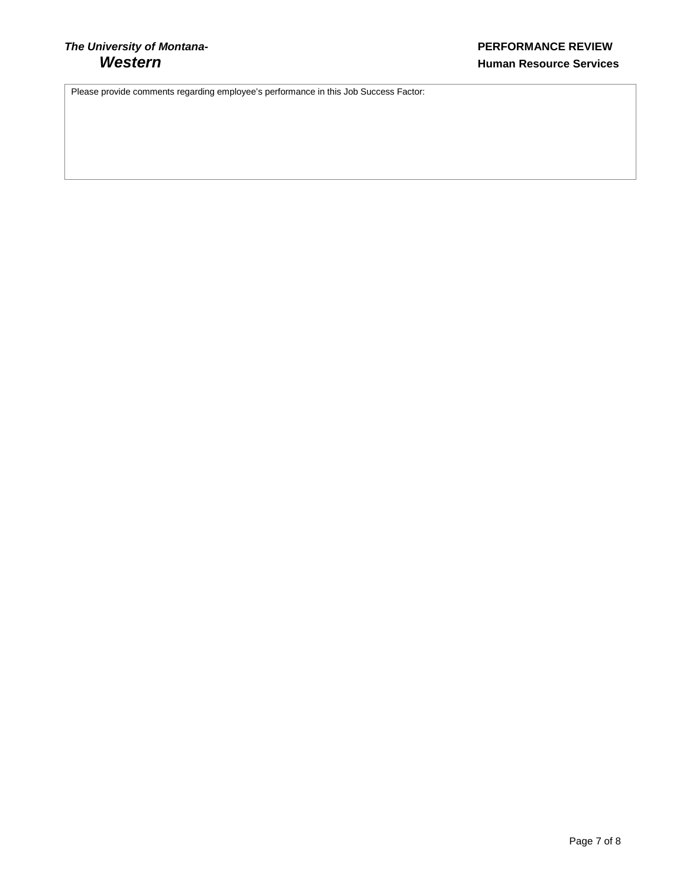Please provide comments regarding employee's performance in this Job Success Factor: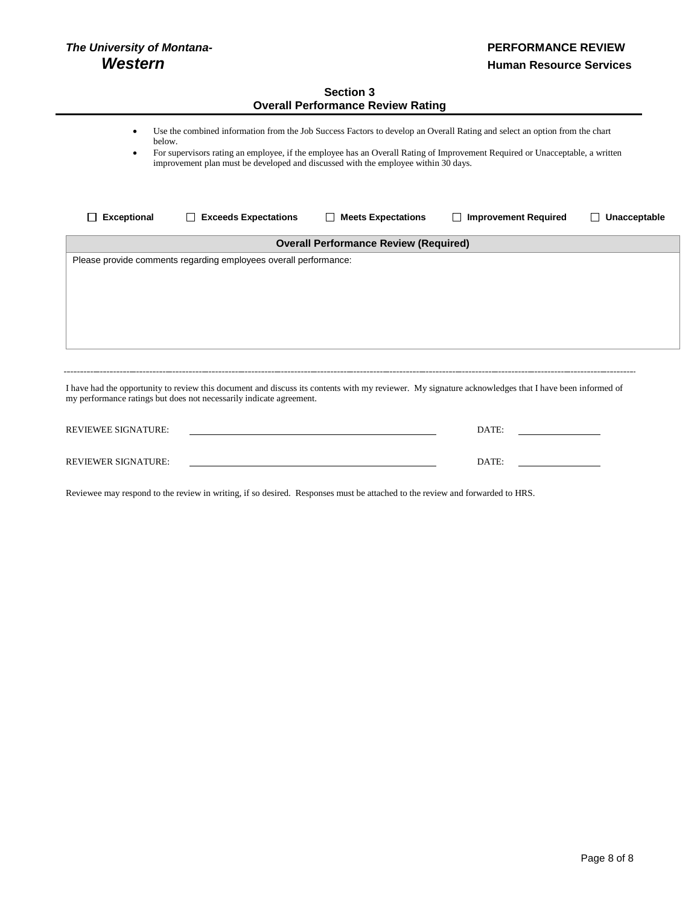## Section 3
## Overall Performance Review Rating

- Use the combined information from the Job Success Factors to develop an Overall Rating and select an option from the chart below.
- For supervisors rating an employee, if the employee has an Overall Rating of Improvement Required or Unacceptable, a written improvement plan must be developed and discussed with the employee within 30 days.

☐ **Exceptional** ☐ **Exceeds Expectations** ☐ **Meets Expectations** ☐ **Improvement Required** ☐ **Unacceptable**

| **Overall Performance Review (Required)** |
| --- |
| Please provide comments regarding employees overall performance: |

I have had the opportunity to review this document and discuss its contents with my reviewer. My signature acknowledges that I have been informed of my performance ratings but does not necessarily indicate agreement.

REVIEWEE SIGNATURE: \_\_\_\_\_\_\_\_\_\_\_\_\_\_\_\_\_\_\_\_\_\_\_\_\_\_\_\_\_\_\_\_\_\_\_\_ DATE: \_\_\_\_\_\_\_\_\_\_\_\_

REVIEWER SIGNATURE: \_\_\_\_\_\_\_\_\_\_\_\_\_\_\_\_\_\_\_\_\_\_\_\_\_\_\_\_\_\_\_\_\_\_\_\_ DATE: \_\_\_\_\_\_\_\_\_\_\_\_

Reviewee may respond to the review in writing, if so desired. Responses must be attached to the review and forwarded to HRS.